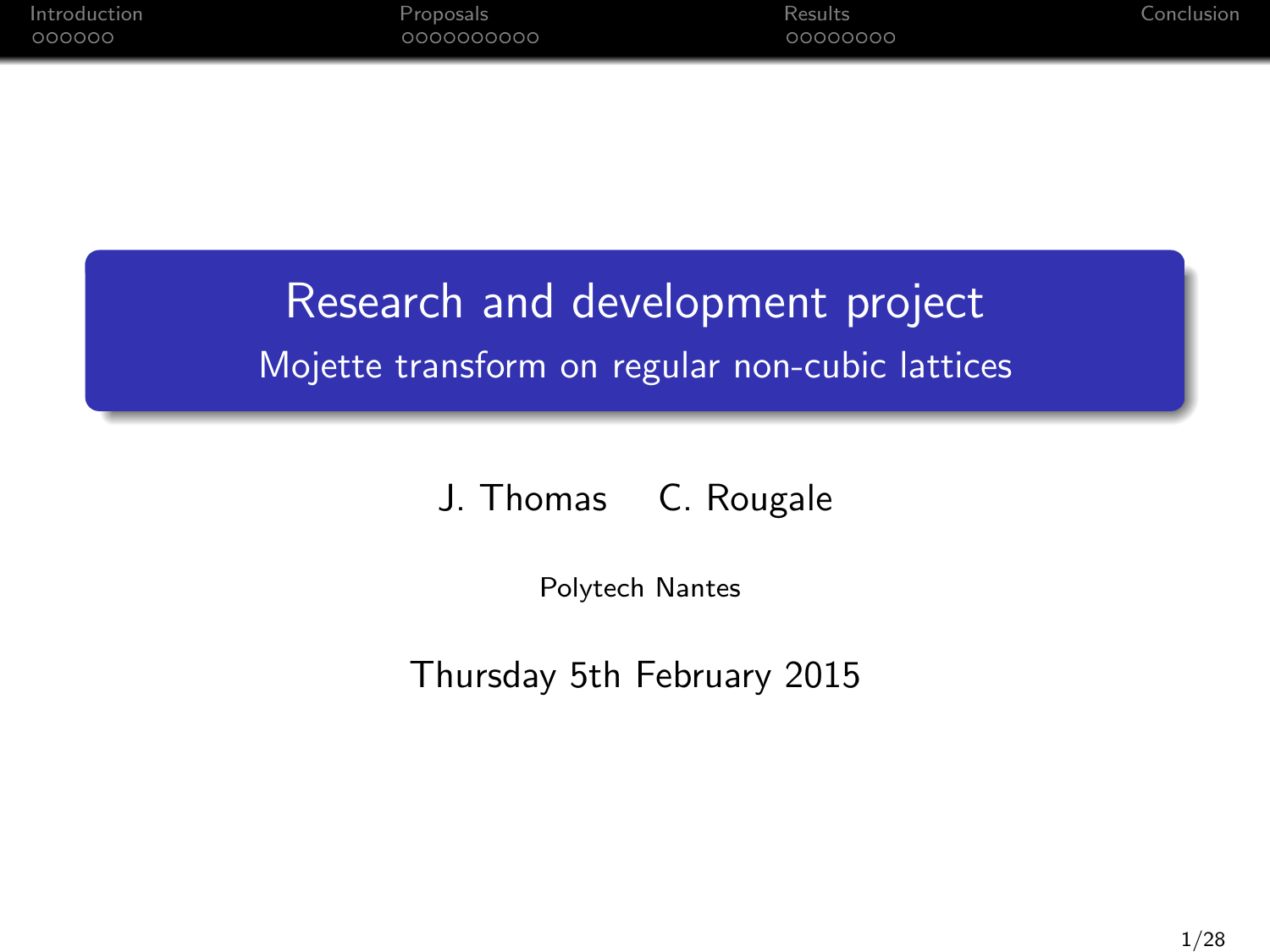# Research and development project

## Mojette transform on regular non-cubic lattices

J. Thomas C. Rougale

Polytech Nantes

Thursday 5th February 2015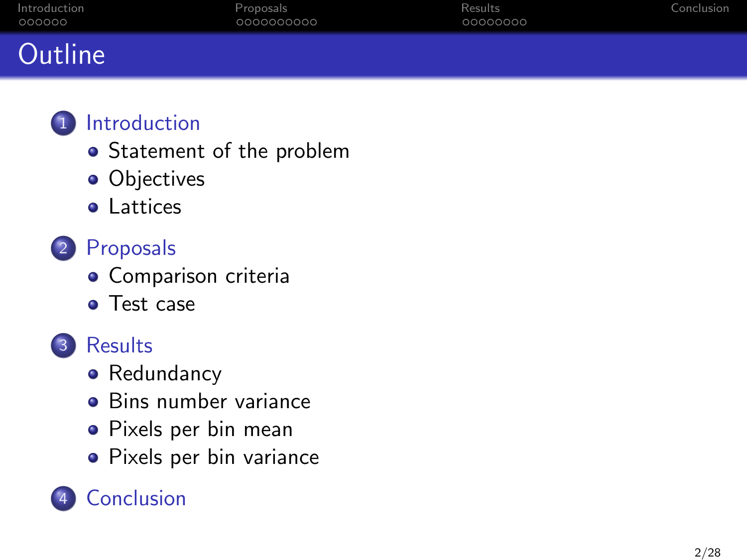# Outline

1. Introduction
   - Statement of the problem
   - Objectives
   - Lattices
2. Proposals
   - Comparison criteria
   - Test case
3. Results
   - Redundancy
   - Bins number variance
   - Pixels per bin mean
   - Pixels per bin variance
4. Conclusion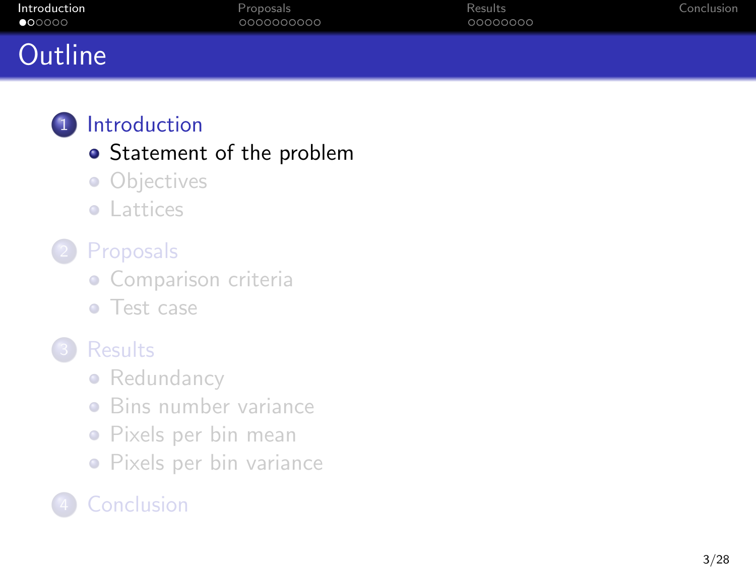# Outline

1. Introduction
   - Statement of the problem
   - Objectives
   - Lattices
2. Proposals
   - Comparison criteria
   - Test case
3. Results
   - Redundancy
   - Bins number variance
   - Pixels per bin mean
   - Pixels per bin variance
4. Conclusion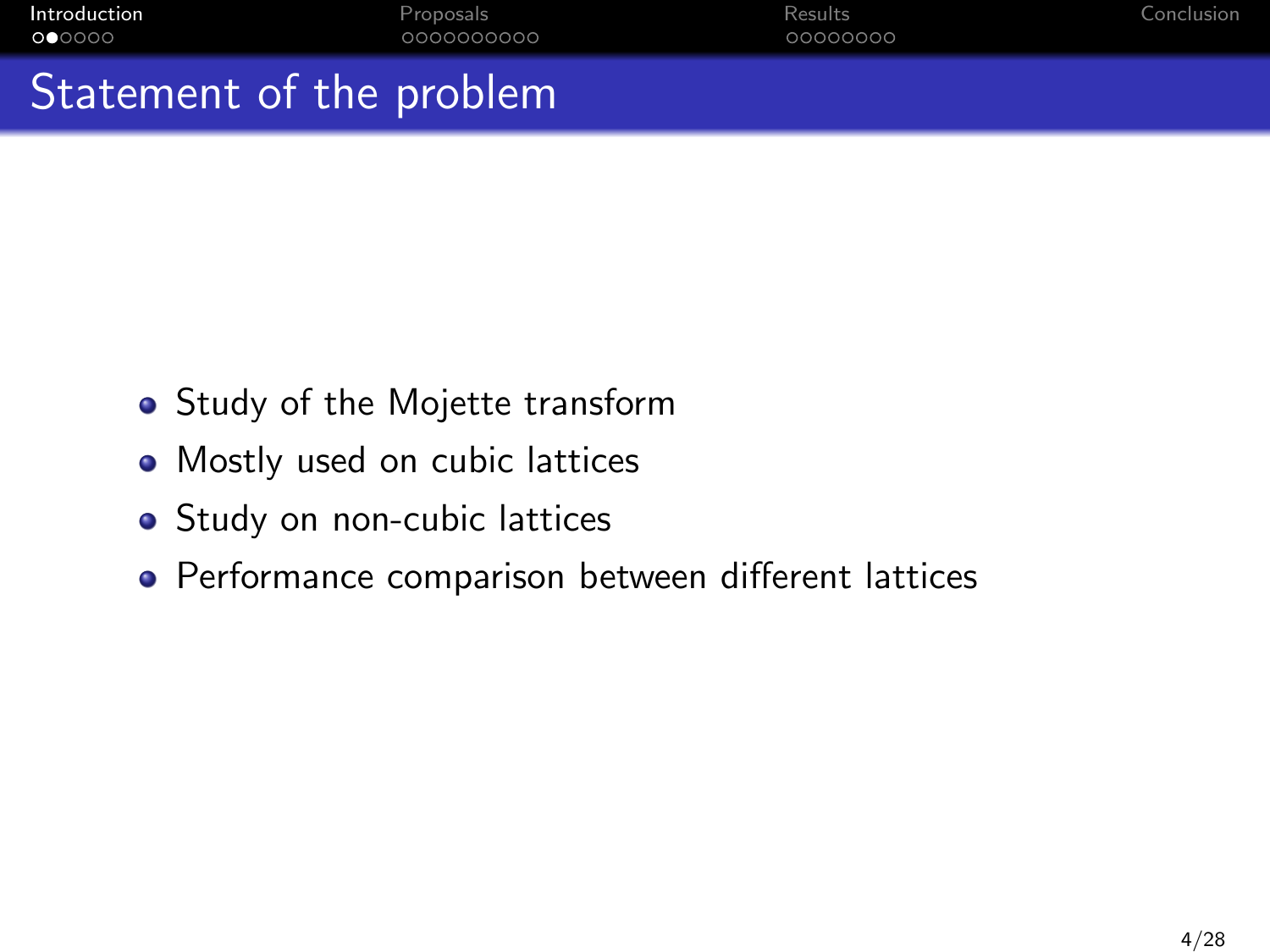# Statement of the problem

- Study of the Mojette transform
- Mostly used on cubic lattices
- Study on non-cubic lattices
- Performance comparison between different lattices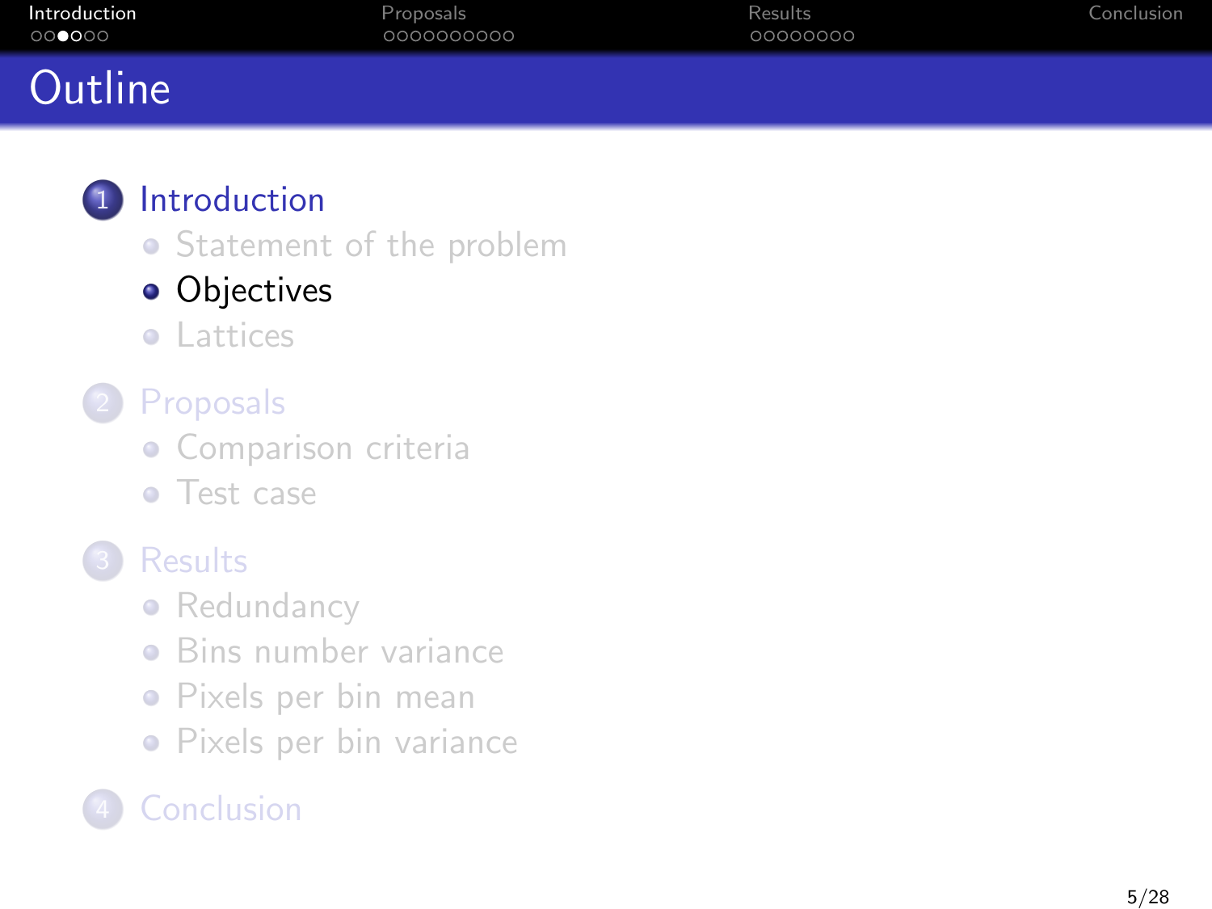# Outline

1. Introduction
   - Statement of the problem
   - Objectives
   - Lattices
2. Proposals
   - Comparison criteria
   - Test case
3. Results
   - Redundancy
   - Bins number variance
   - Pixels per bin mean
   - Pixels per bin variance
4. Conclusion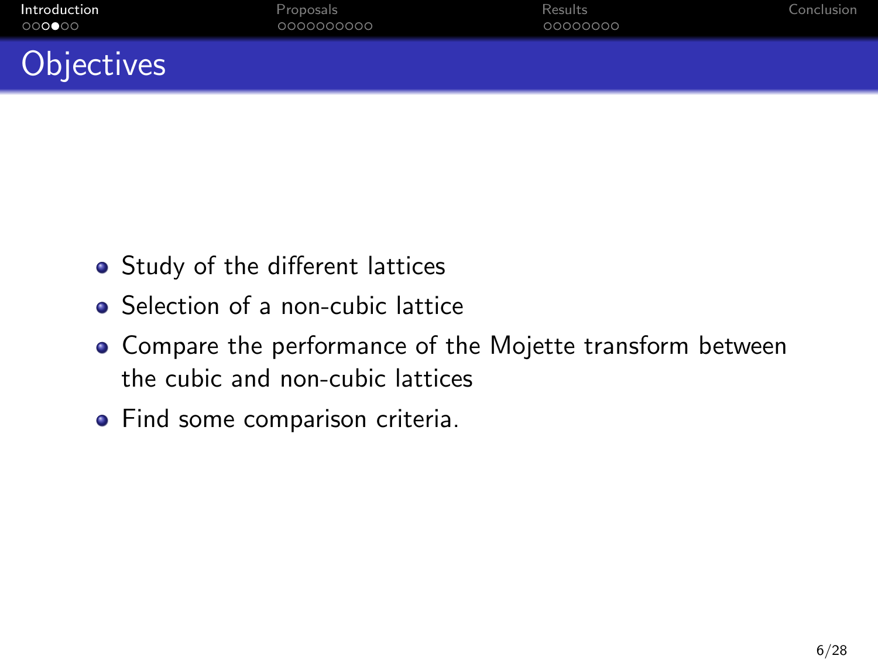# Objectives

- Study of the different lattices
- Selection of a non-cubic lattice
- Compare the performance of the Mojette transform between the cubic and non-cubic lattices
- Find some comparison criteria.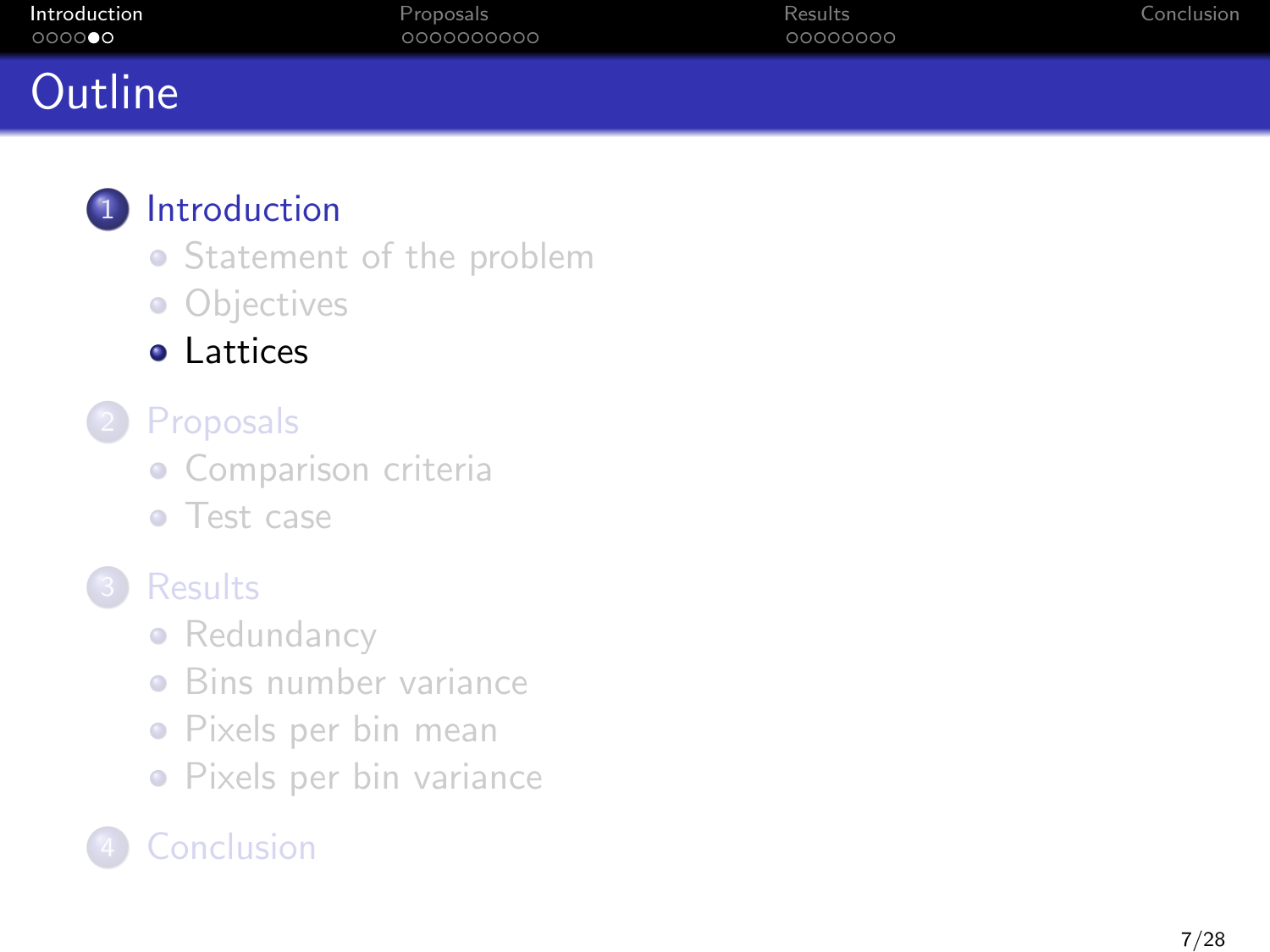# Outline

1. Introduction
   - Statement of the problem
   - Objectives
   - Lattices
2. Proposals
   - Comparison criteria
   - Test case
3. Results
   - Redundancy
   - Bins number variance
   - Pixels per bin mean
   - Pixels per bin variance
4. Conclusion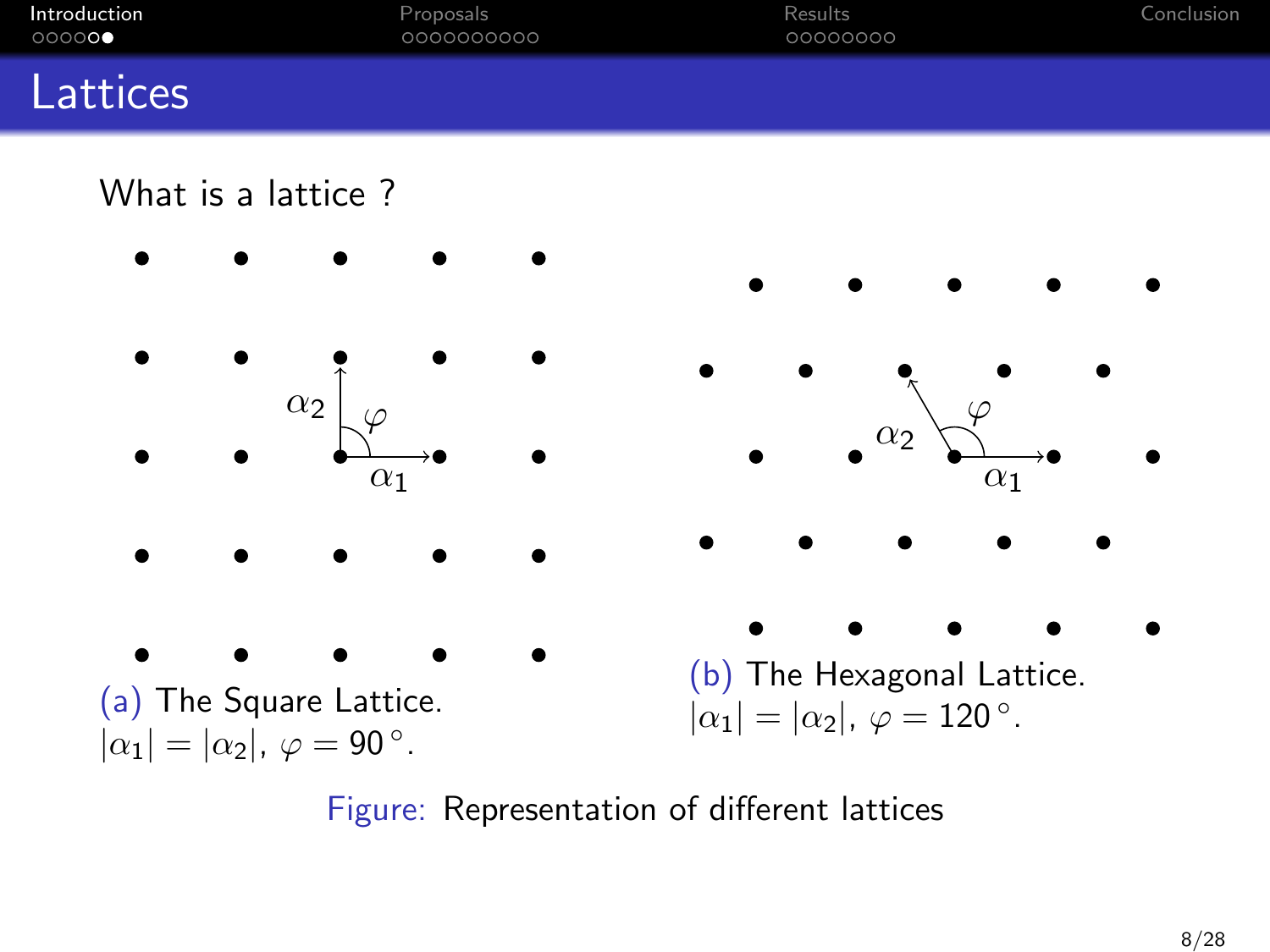# Lattices

What is a lattice ?

(a) The Square Lattice. $|\alpha_1| = |\alpha_2|$, $\varphi = 90\,^\circ$.

(b) The Hexagonal Lattice. $|\alpha_1| = |\alpha_2|$, $\varphi = 120\,^\circ$.

Figure: Representation of different lattices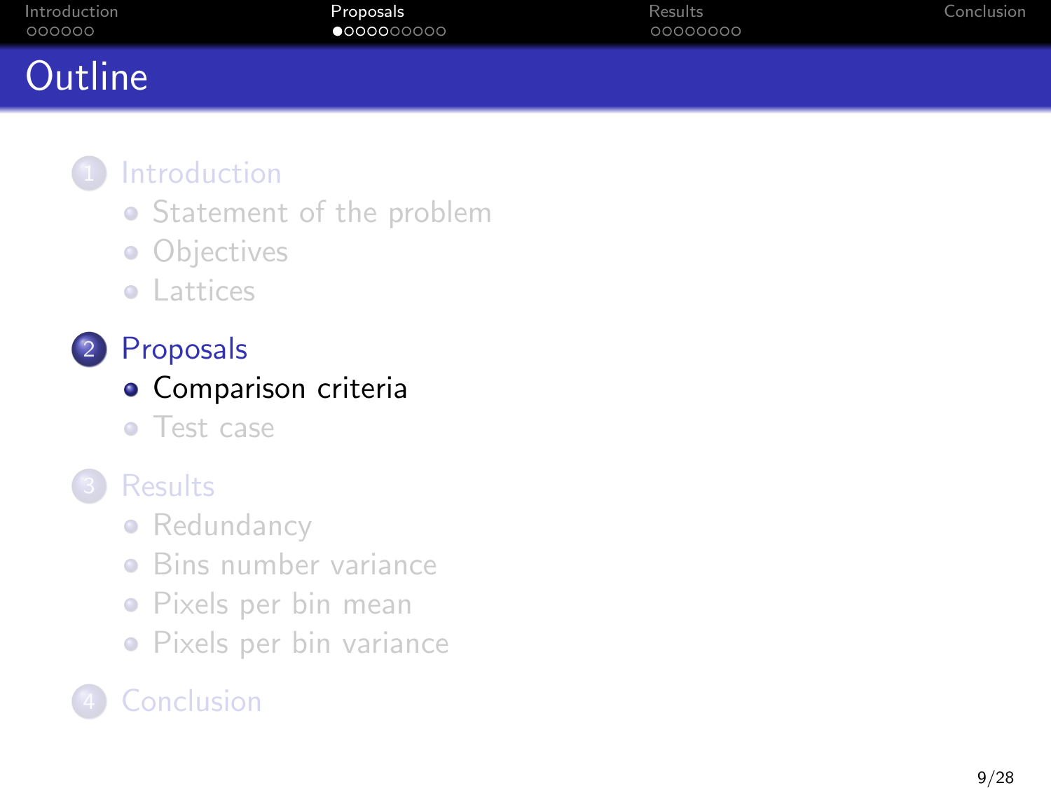# Outline

1. Introduction
   - Statement of the problem
   - Objectives
   - Lattices
2. Proposals
   - Comparison criteria
   - Test case
3. Results
   - Redundancy
   - Bins number variance
   - Pixels per bin mean
   - Pixels per bin variance
4. Conclusion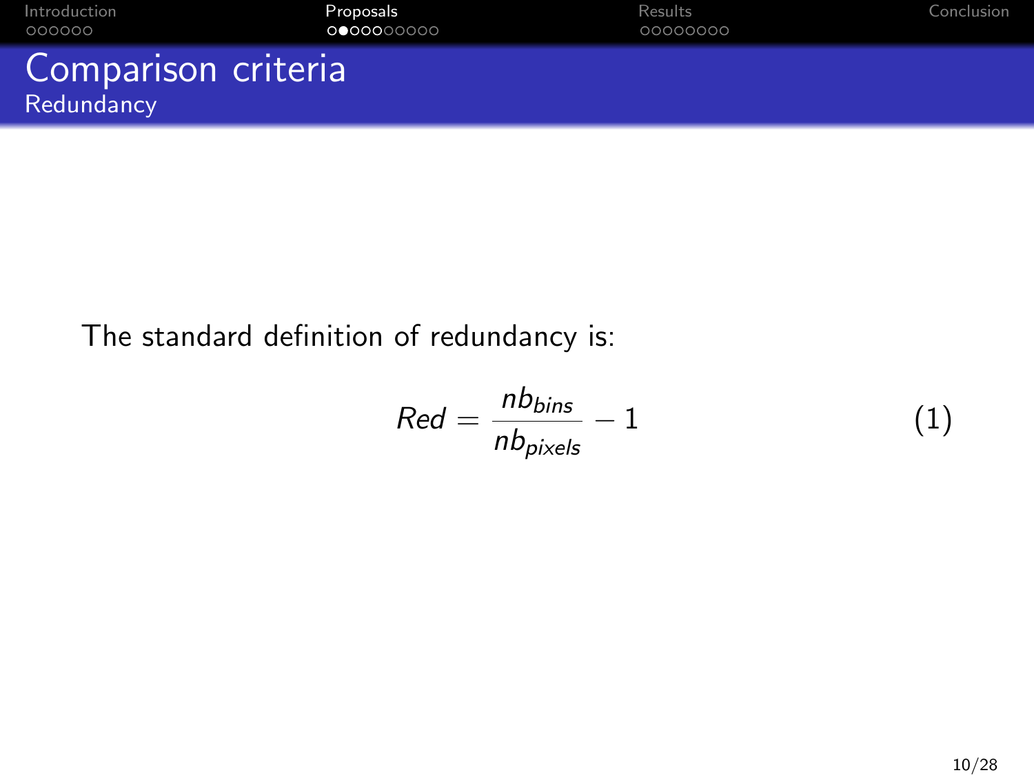# Comparison criteria

## Redundancy

The standard definition of redundancy is:

$$Red = \frac{nb_{bins}}{nb_{pixels}} - 1 \quad (1)$$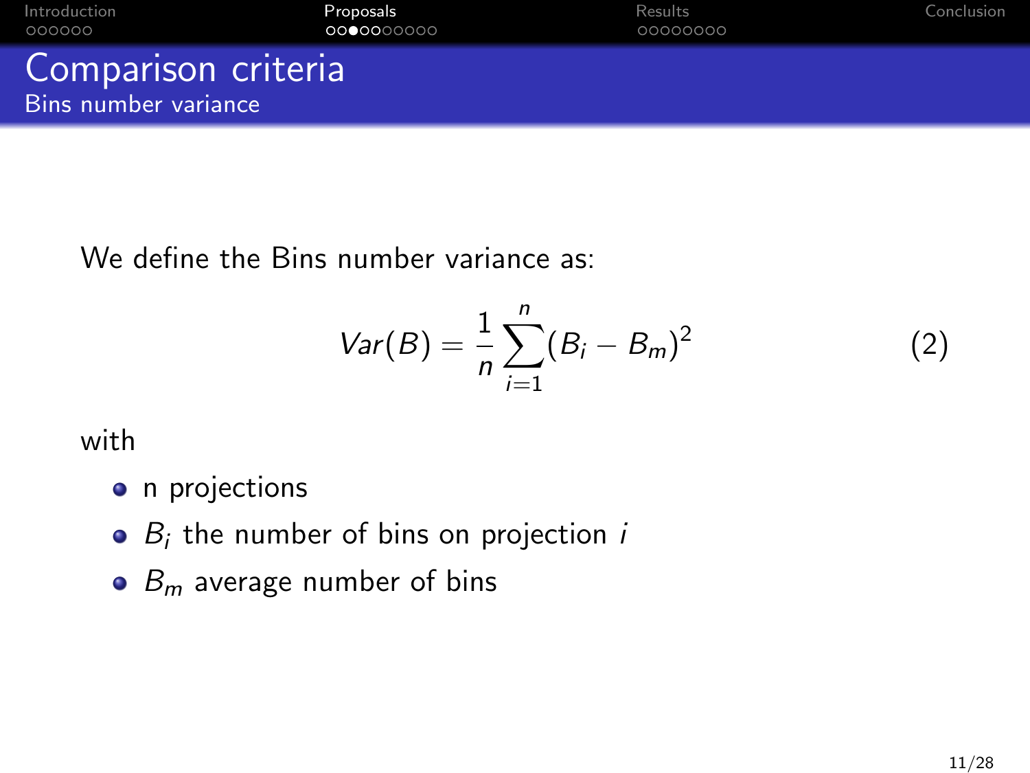# Comparison criteria

## Bins number variance

We define the Bins number variance as:

$$Var(B) = \frac{1}{n}\sum_{i=1}^{n}(B_i - B_m)^2 \quad (2)$$

with

- n projections
- $B_i$ the number of bins on projection $i$
- $B_m$ average number of bins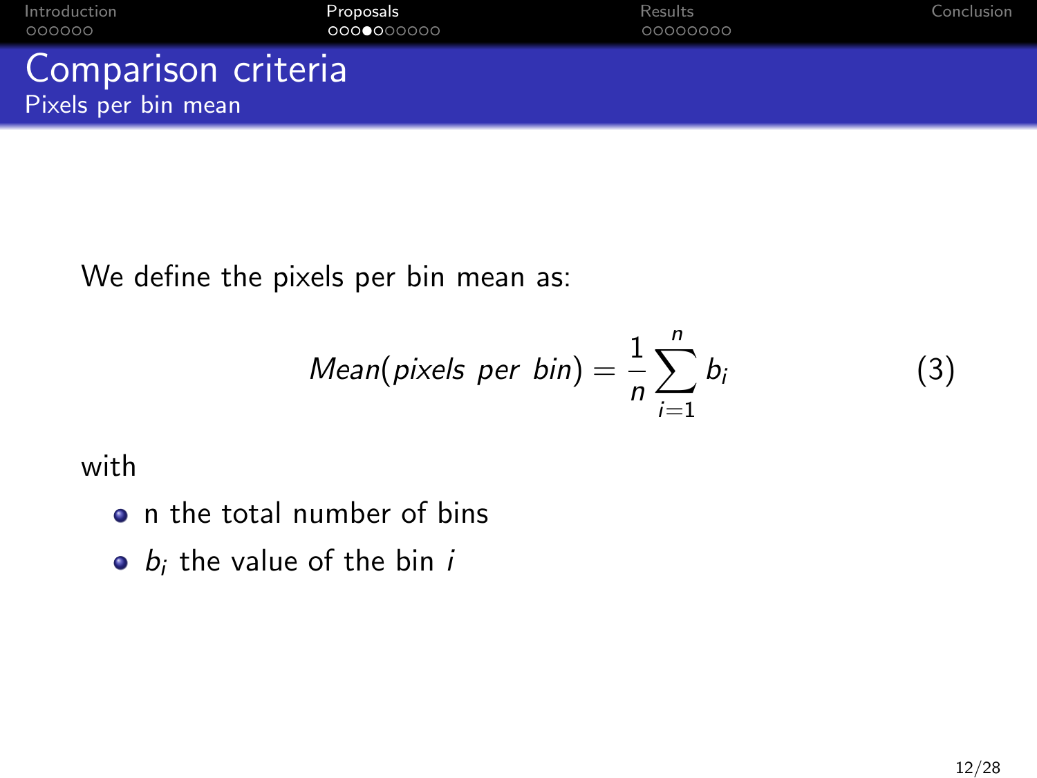# Comparison criteria

## Pixels per bin mean

We define the pixels per bin mean as:

$$Mean(pixels\ per\ bin) = \frac{1}{n} \sum_{i=1}^{n} b_i \tag{3}$$

with

- n the total number of bins
- $b_i$ the value of the bin $i$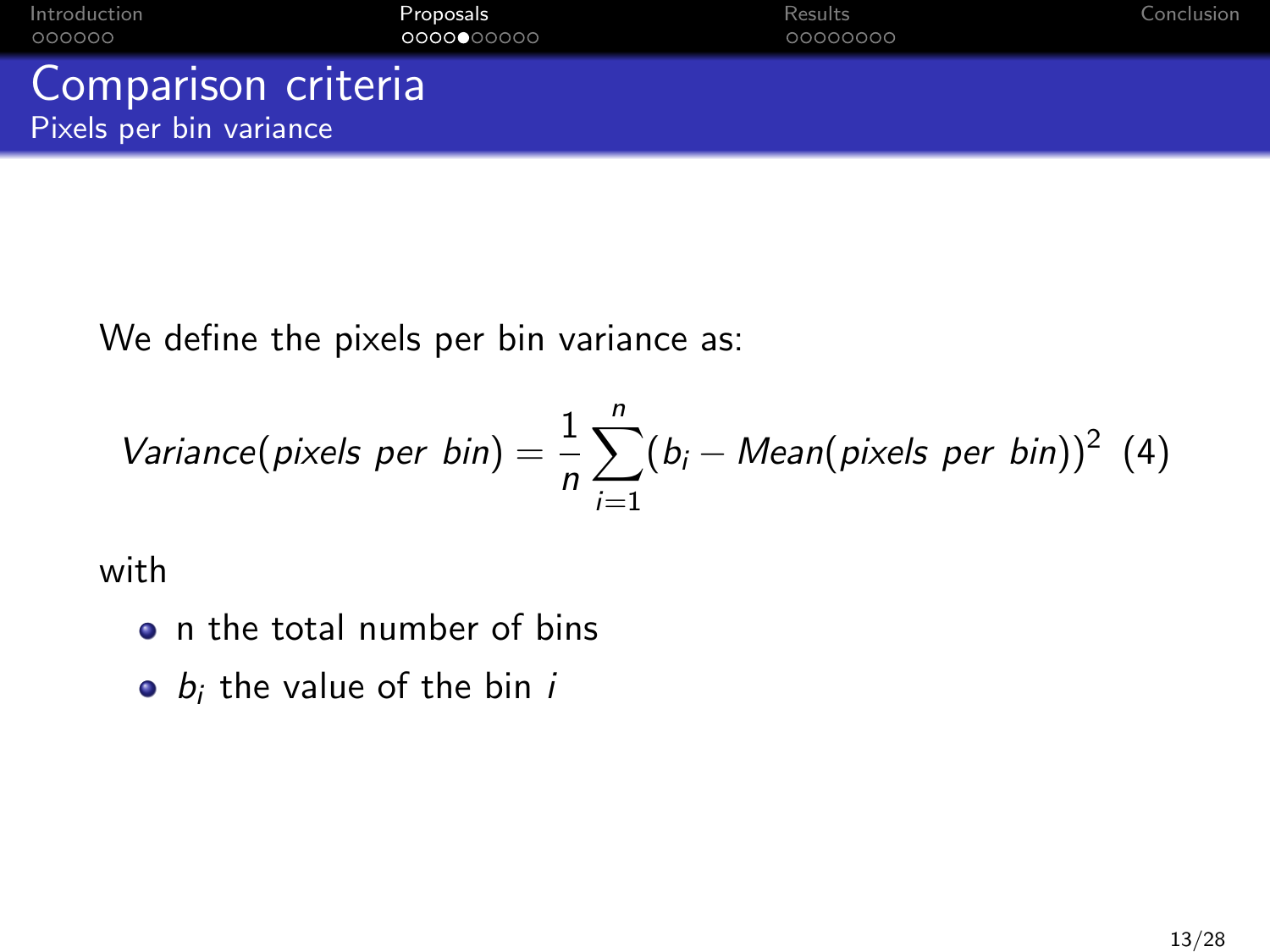# Comparison criteria

## Pixels per bin variance

We define the pixels per bin variance as:

$$Variance(pixels\ per\ bin) = \frac{1}{n}\sum_{i=1}^{n}(b_i - Mean(pixels\ per\ bin))^2 \quad (4)$$

with

- n the total number of bins
- $b_i$ the value of the bin $i$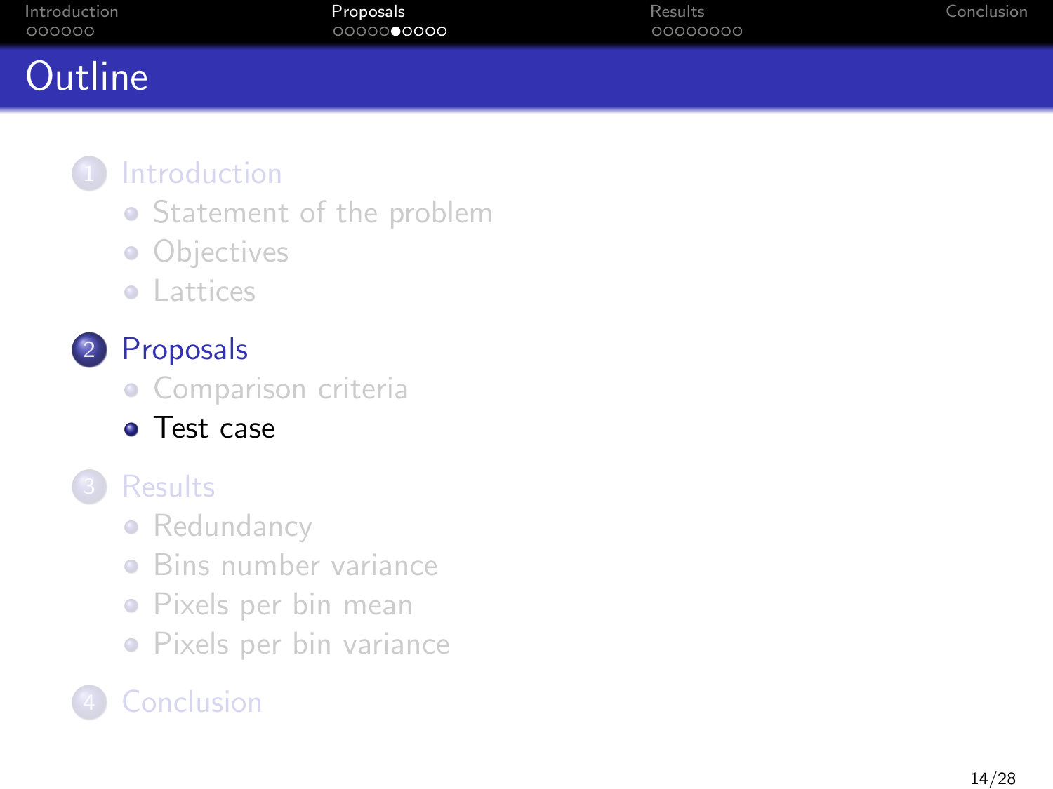# Outline

1. Introduction
   - Statement of the problem
   - Objectives
   - Lattices
2. Proposals
   - Comparison criteria
   - Test case
3. Results
   - Redundancy
   - Bins number variance
   - Pixels per bin mean
   - Pixels per bin variance
4. Conclusion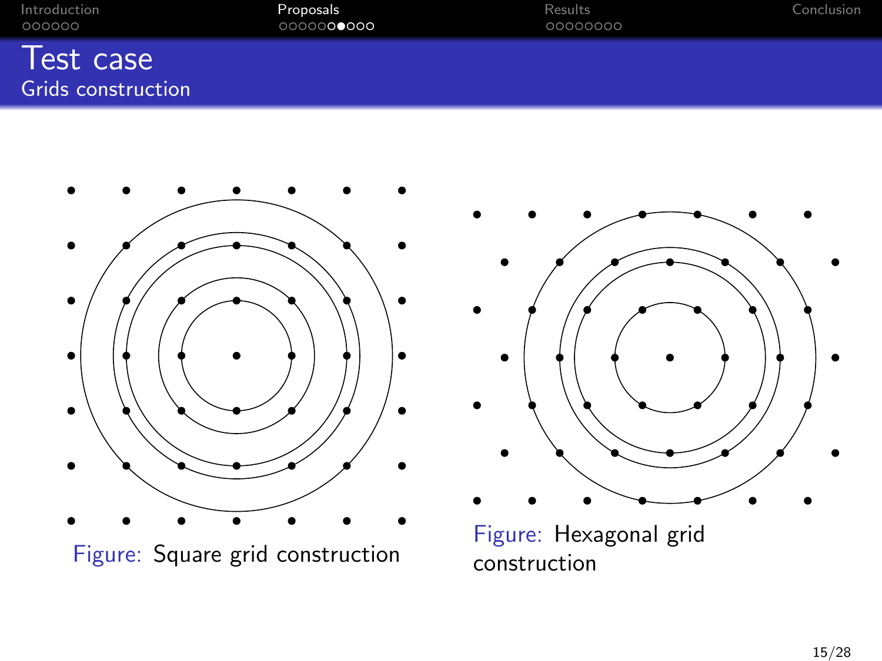# Test case

## Grids construction

Figure: Square grid construction

Figure: Hexagonal grid construction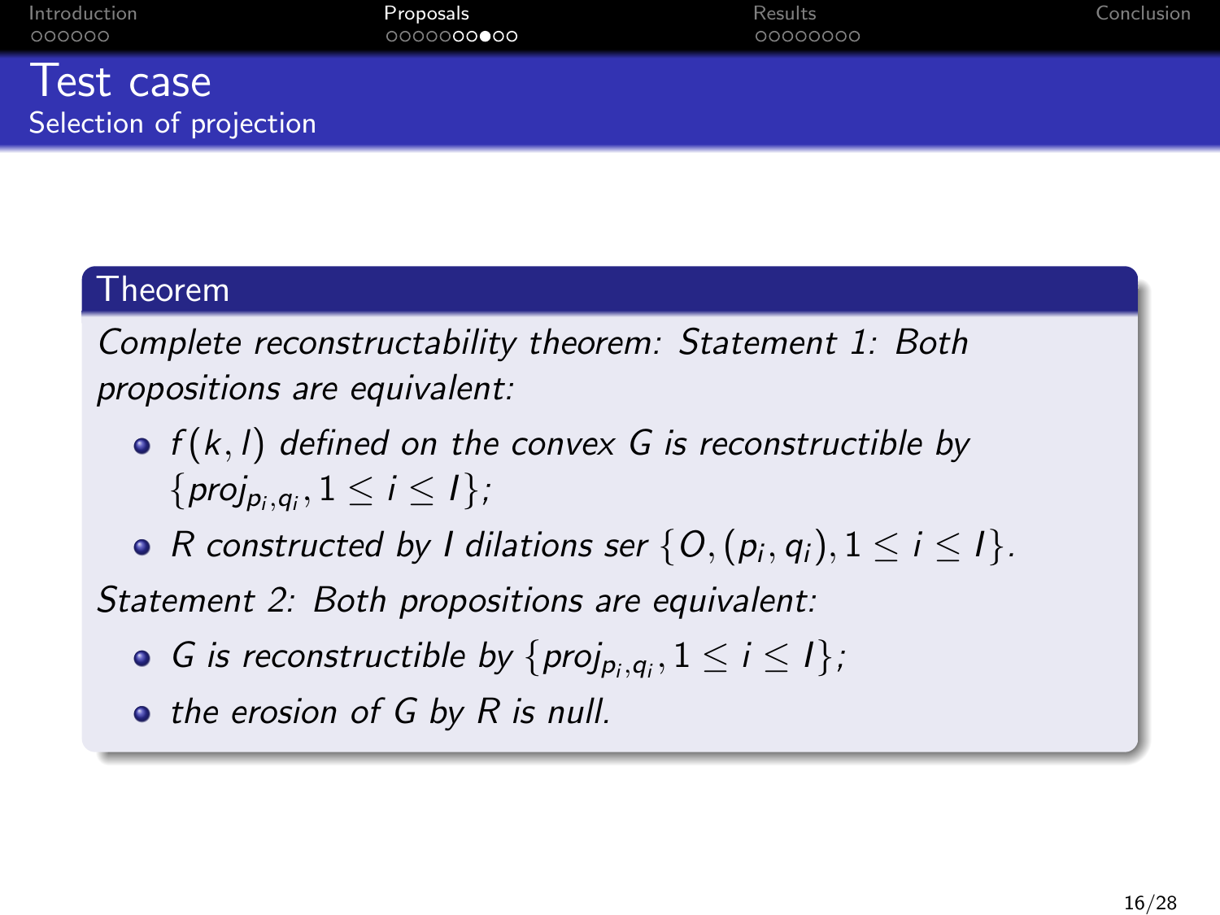# Test case

## Selection of projection

**Theorem**

*Complete reconstructability theorem: Statement 1: Both propositions are equivalent:*

- *$f(k,l)$ defined on the convex $G$ is reconstructible by $\{proj_{p_i,q_i}, 1 \leq i \leq I\}$;*
- *$R$ constructed by $I$ dilations ser $\{O, (p_i, q_i), 1 \leq i \leq I\}$.*

*Statement 2: Both propositions are equivalent:*

- *$G$ is reconstructible by $\{proj_{p_i,q_i}, 1 \leq i \leq I\}$;*
- *the erosion of $G$ by $R$ is null.*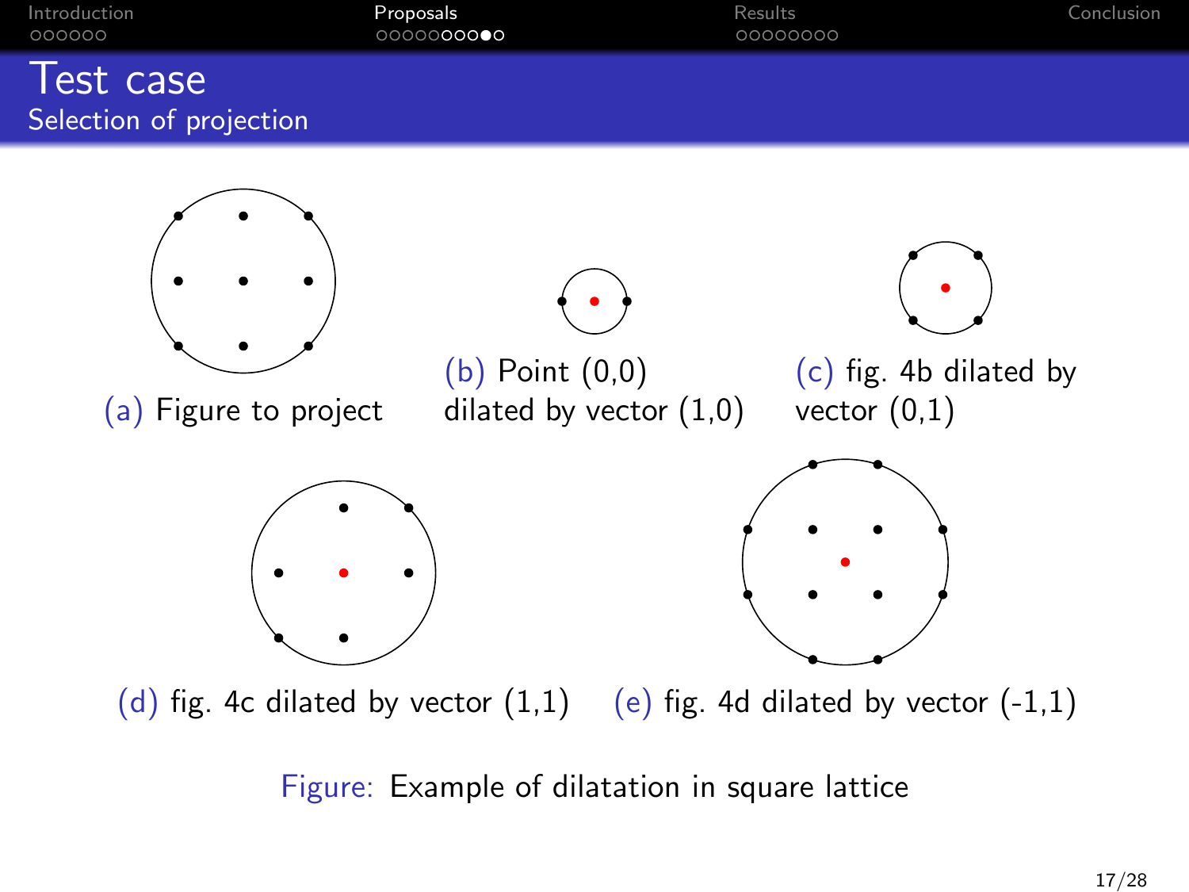# Test case

## Selection of projection

(a) Figure to project

(b) Point (0,0) dilated by vector (1,0)

(c) fig. 4b dilated by vector (0,1)

(d) fig. 4c dilated by vector (1,1)

(e) fig. 4d dilated by vector (-1,1)

Figure: Example of dilatation in square lattice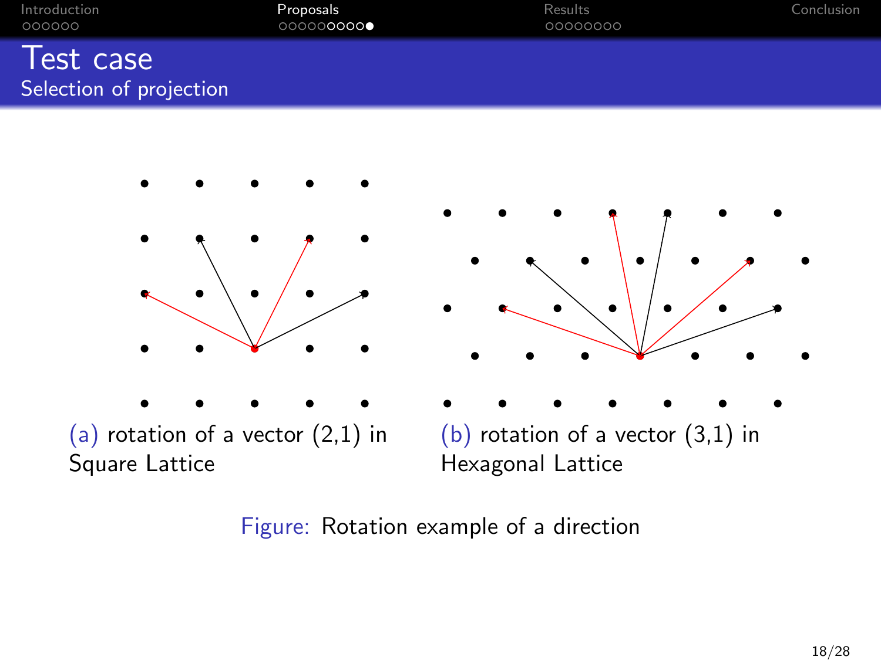# Test case

## Selection of projection

(a) rotation of a vector (2,1) in Square Lattice

(b) rotation of a vector (3,1) in Hexagonal Lattice

Figure: Rotation example of a direction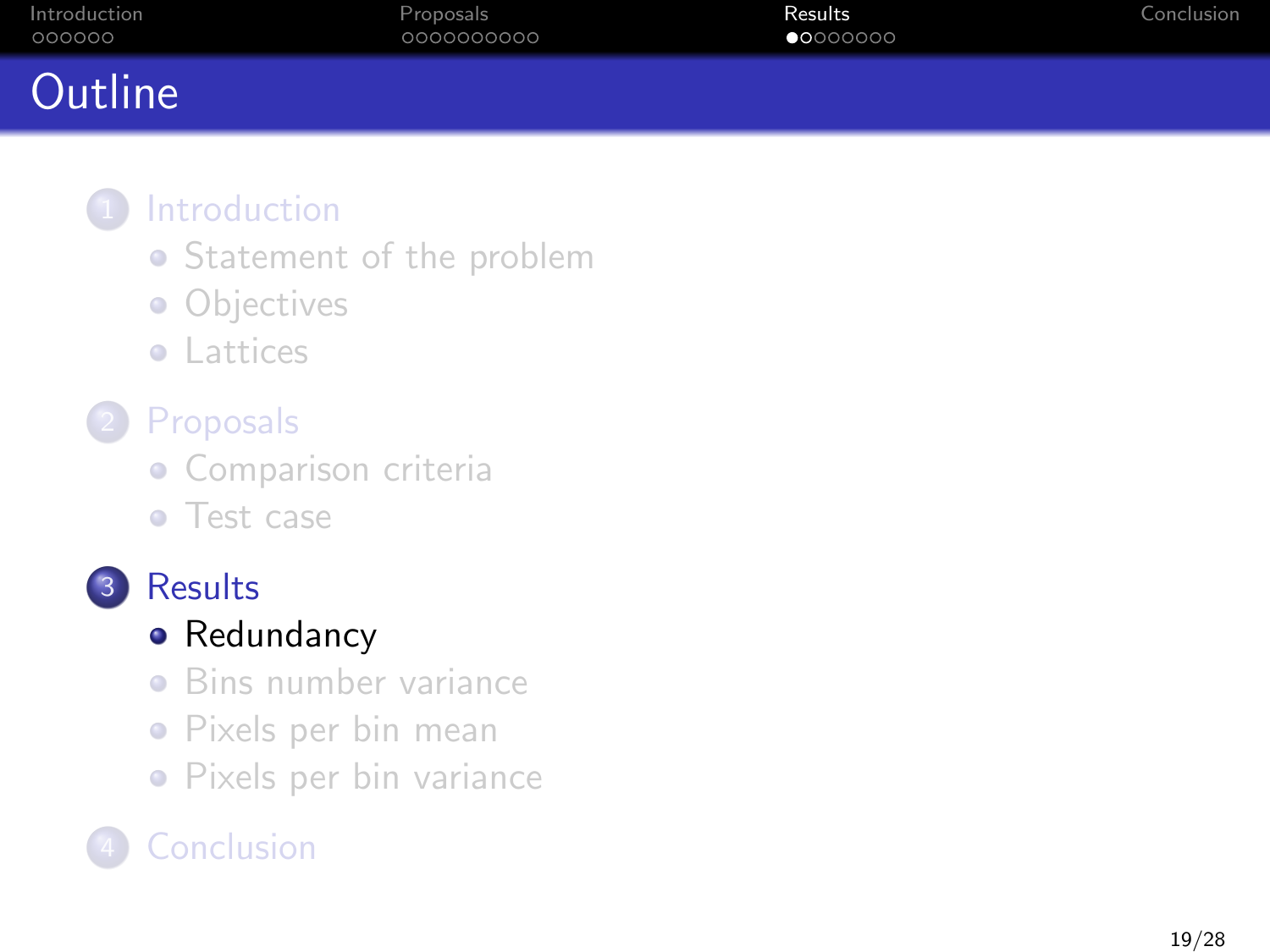# Outline

1. Introduction
   - Statement of the problem
   - Objectives
   - Lattices
2. Proposals
   - Comparison criteria
   - Test case
3. Results
   - Redundancy
   - Bins number variance
   - Pixels per bin mean
   - Pixels per bin variance
4. Conclusion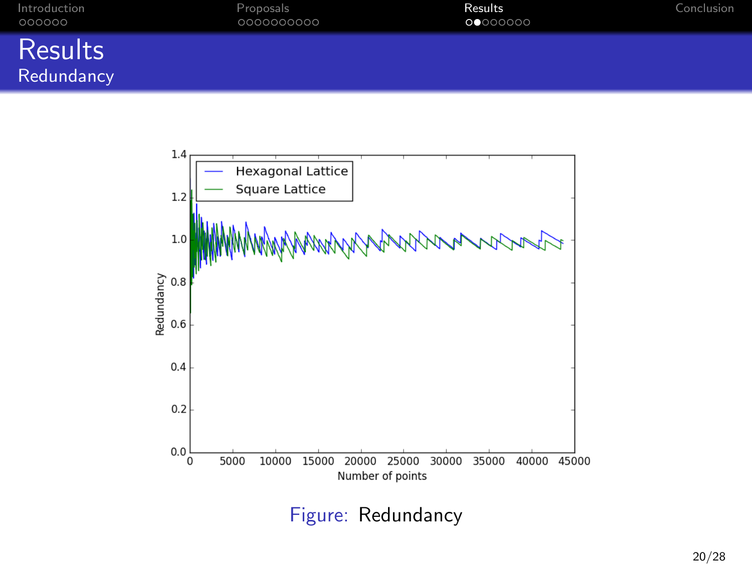# Results

## Redundancy

Figure: Redundancy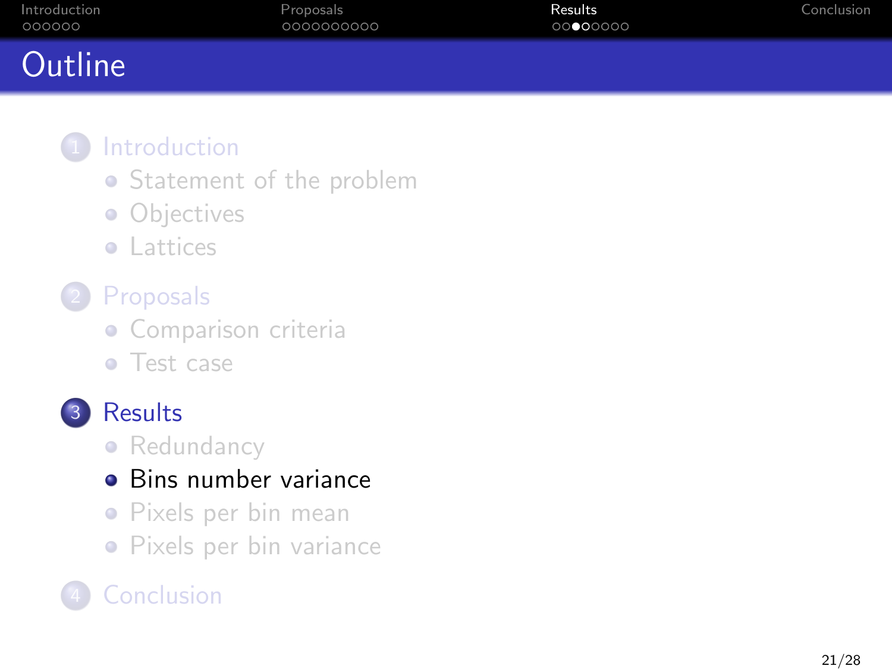# Outline

1. Introduction
   - Statement of the problem
   - Objectives
   - Lattices
2. Proposals
   - Comparison criteria
   - Test case
3. Results
   - Redundancy
   - **Bins number variance**
   - Pixels per bin mean
   - Pixels per bin variance
4. Conclusion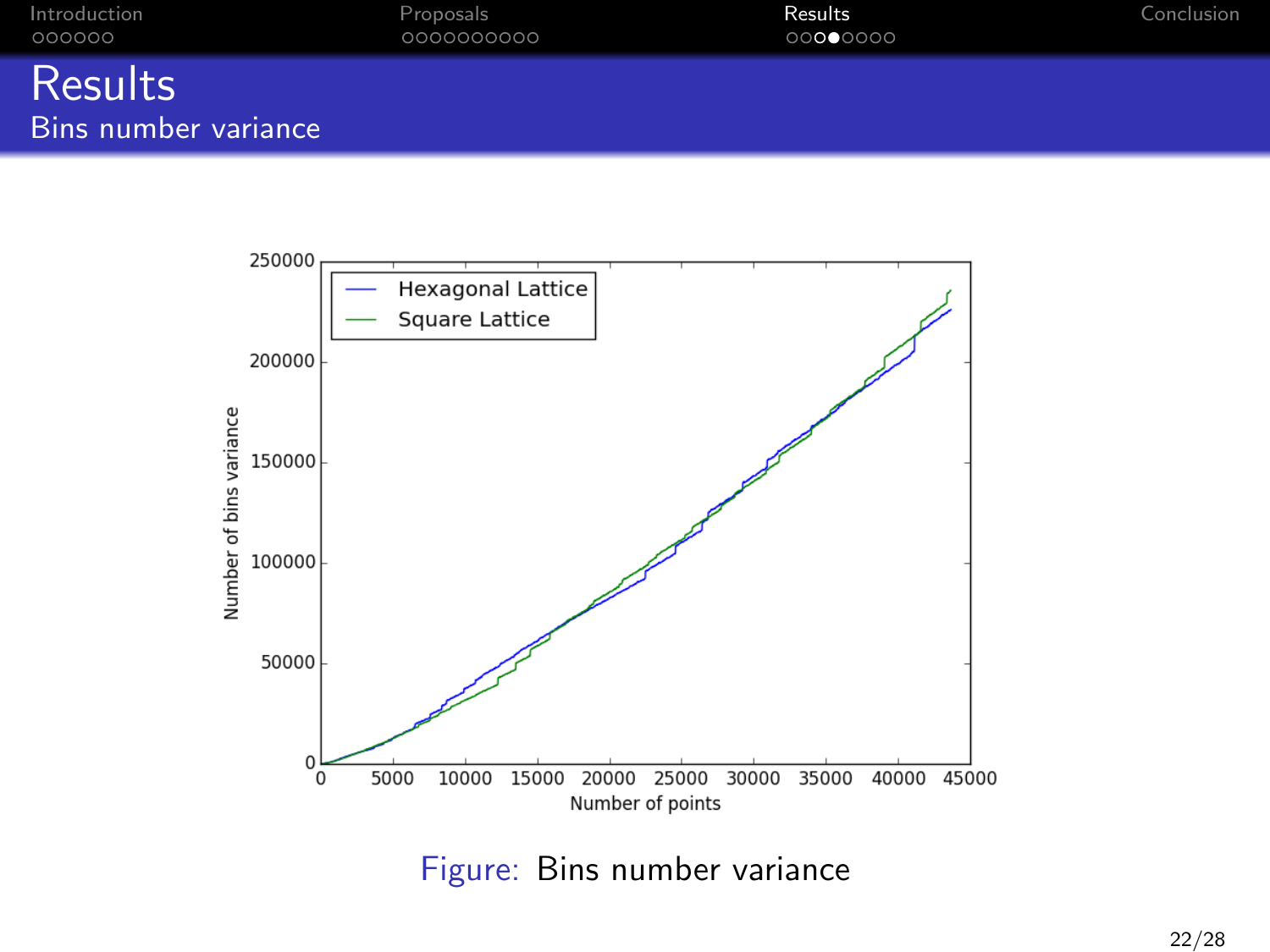# Results

## Bins number variance

Figure: Bins number variance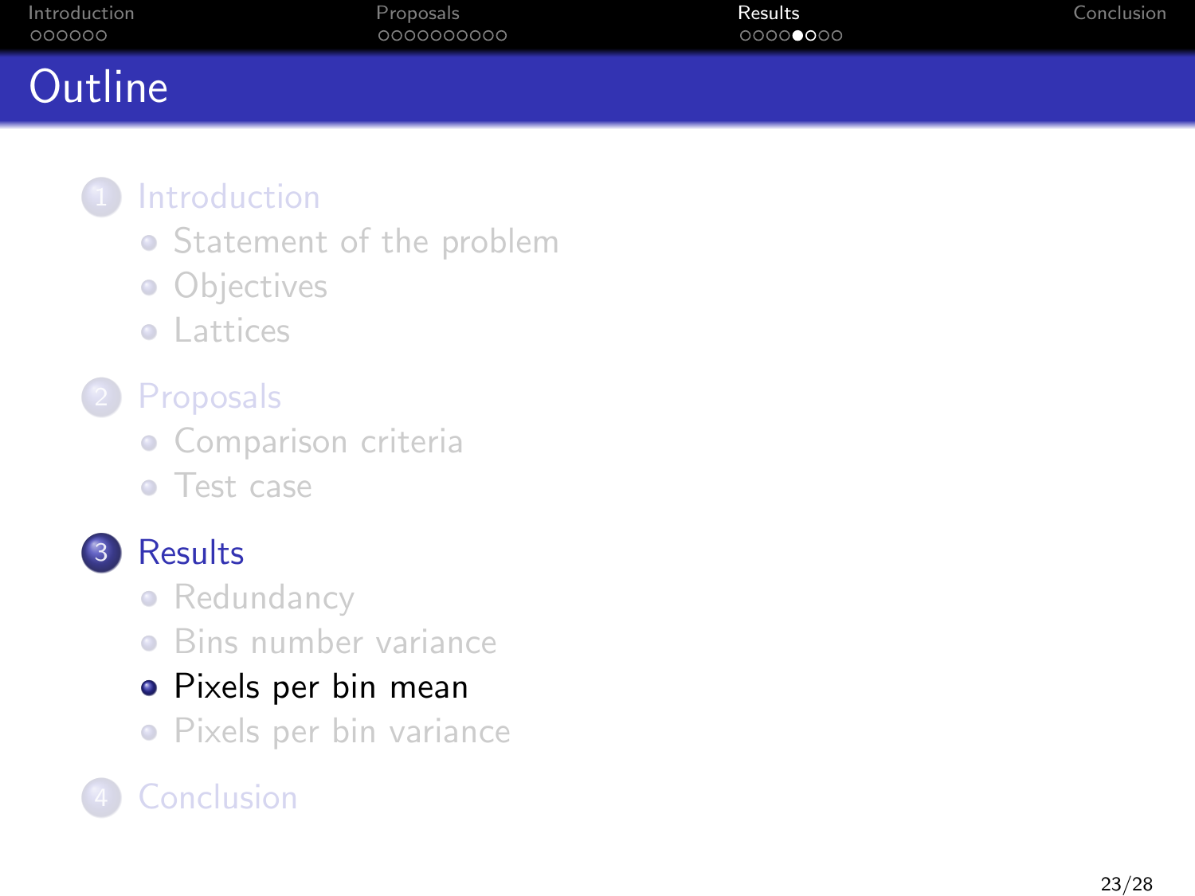# Outline

1. Introduction
   - Statement of the problem
   - Objectives
   - Lattices
2. Proposals
   - Comparison criteria
   - Test case
3. Results
   - Redundancy
   - Bins number variance
   - **Pixels per bin mean**
   - Pixels per bin variance
4. Conclusion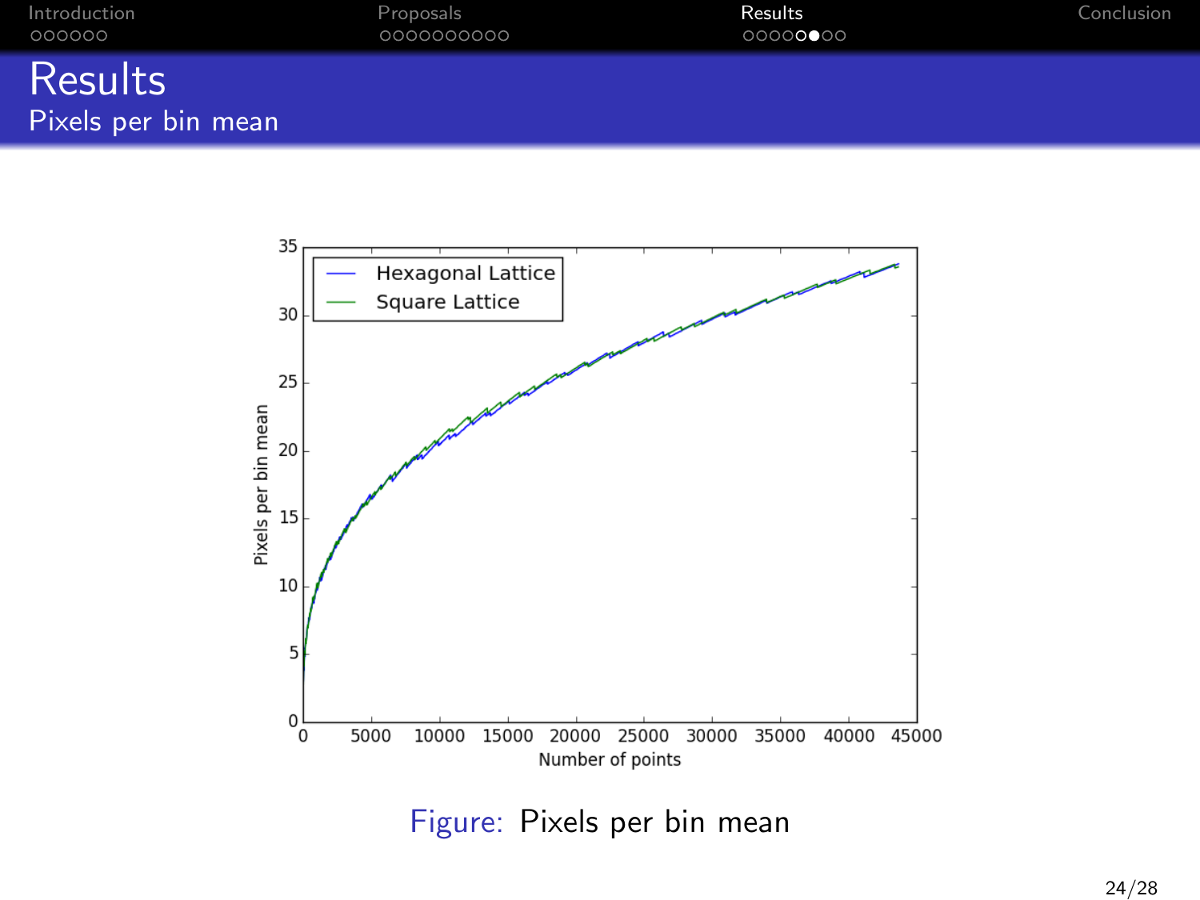# Results

## Pixels per bin mean

Figure: Pixels per bin mean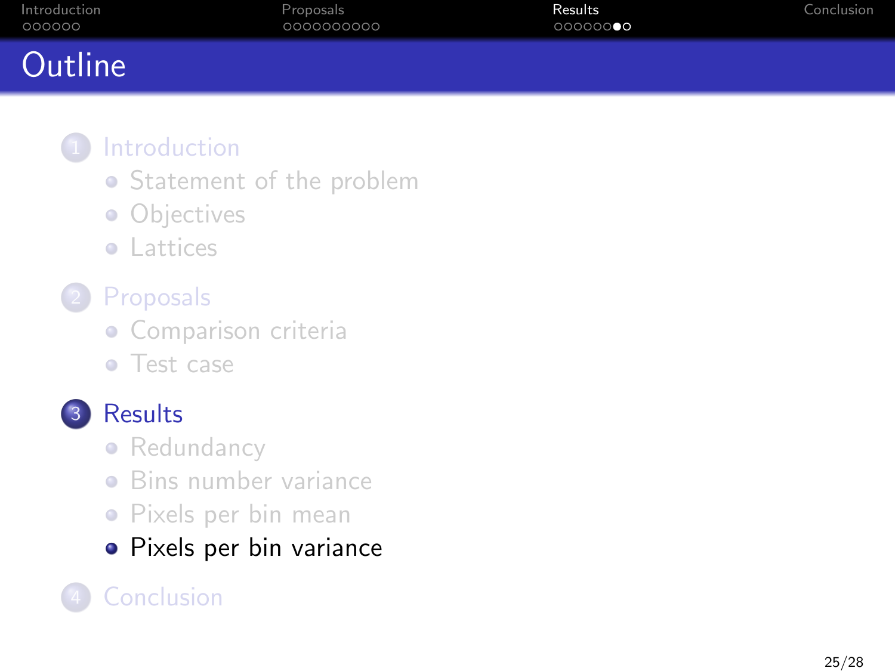# Outline

1. Introduction
   - Statement of the problem
   - Objectives
   - Lattices
2. Proposals
   - Comparison criteria
   - Test case
3. Results
   - Redundancy
   - Bins number variance
   - Pixels per bin mean
   - Pixels per bin variance
4. Conclusion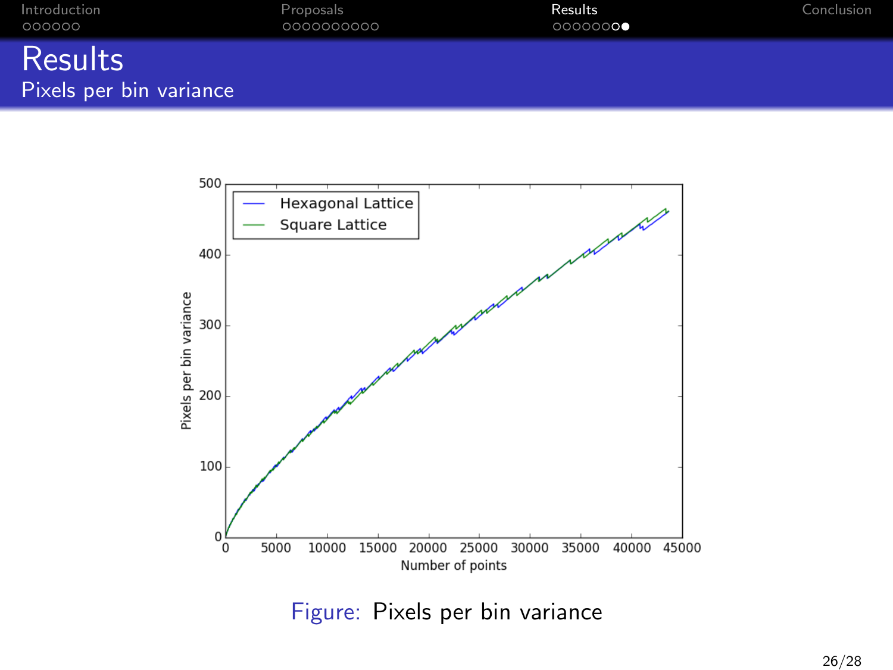# Results

## Pixels per bin variance

Figure: Pixels per bin variance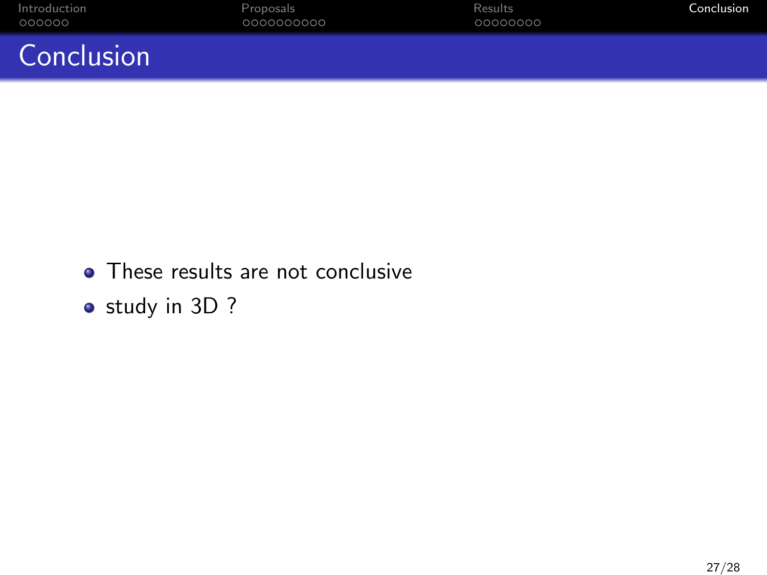# Conclusion

- These results are not conclusive
- study in 3D ?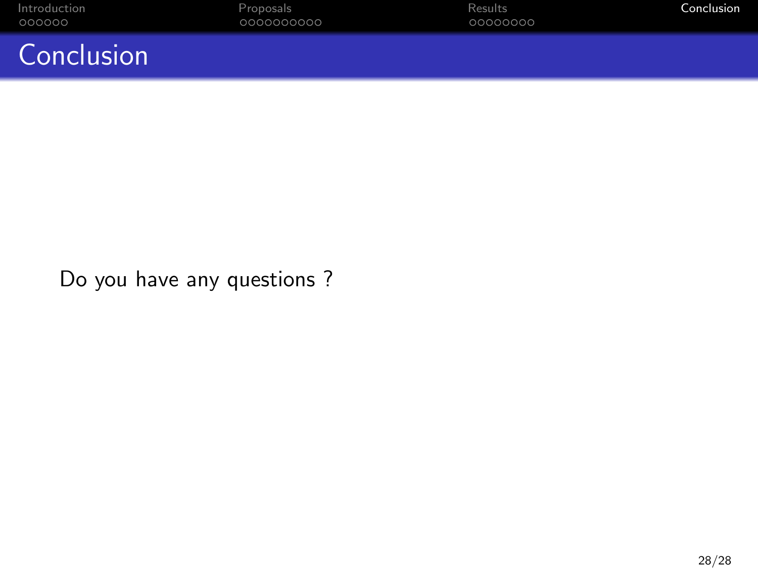# Conclusion

Do you have any questions ?